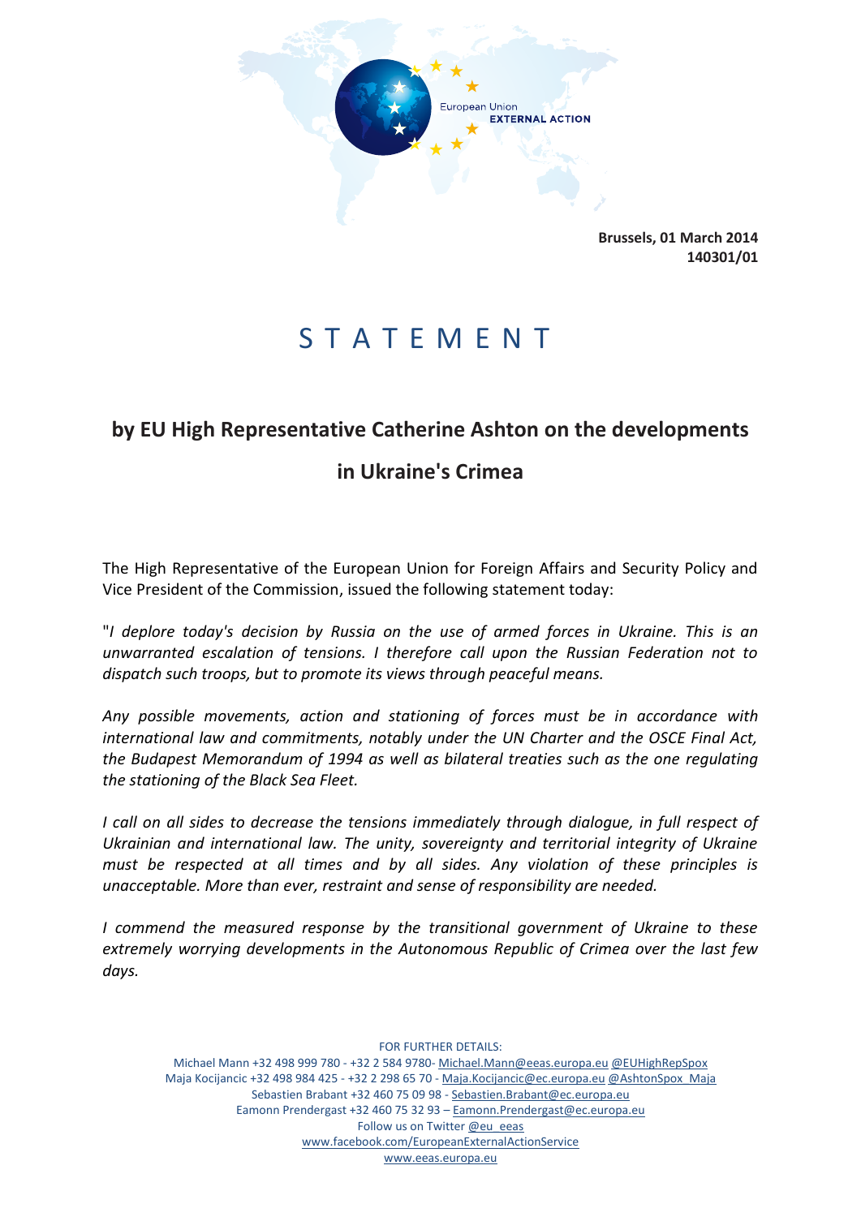European Union
EXTERNAL ACTION

**Brussels, 01 March 2014**
**140301/01**

# S T A T E M E N T

## by EU High Representative Catherine Ashton on the developments in Ukraine's Crimea

The High Representative of the European Union for Foreign Affairs and Security Policy and Vice President of the Commission, issued the following statement today:

"*I deplore today's decision by Russia on the use of armed forces in Ukraine. This is an unwarranted escalation of tensions. I therefore call upon the Russian Federation not to dispatch such troops, but to promote its views through peaceful means.*

*Any possible movements, action and stationing of forces must be in accordance with international law and commitments, notably under the UN Charter and the OSCE Final Act, the Budapest Memorandum of 1994 as well as bilateral treaties such as the one regulating the stationing of the Black Sea Fleet.*

*I call on all sides to decrease the tensions immediately through dialogue, in full respect of Ukrainian and international law. The unity, sovereignty and territorial integrity of Ukraine must be respected at all times and by all sides. Any violation of these principles is unacceptable. More than ever, restraint and sense of responsibility are needed.*

*I commend the measured response by the transitional government of Ukraine to these extremely worrying developments in the Autonomous Republic of Crimea over the last few days.*

FOR FURTHER DETAILS:
Michael Mann +32 498 999 780 - +32 2 584 9780- Michael.Mann@eeas.europa.eu @EUHighRepSpox
Maja Kocijancic +32 498 984 425 - +32 2 298 65 70 - Maja.Kocijancic@ec.europa.eu @AshtonSpox_Maja
Sebastien Brabant +32 460 75 09 98 - Sebastien.Brabant@ec.europa.eu
Eamonn Prendergast +32 460 75 32 93 – Eamonn.Prendergast@ec.europa.eu
Follow us on Twitter @eu_eeas
www.facebook.com/EuropeanExternalActionService
www.eeas.europa.eu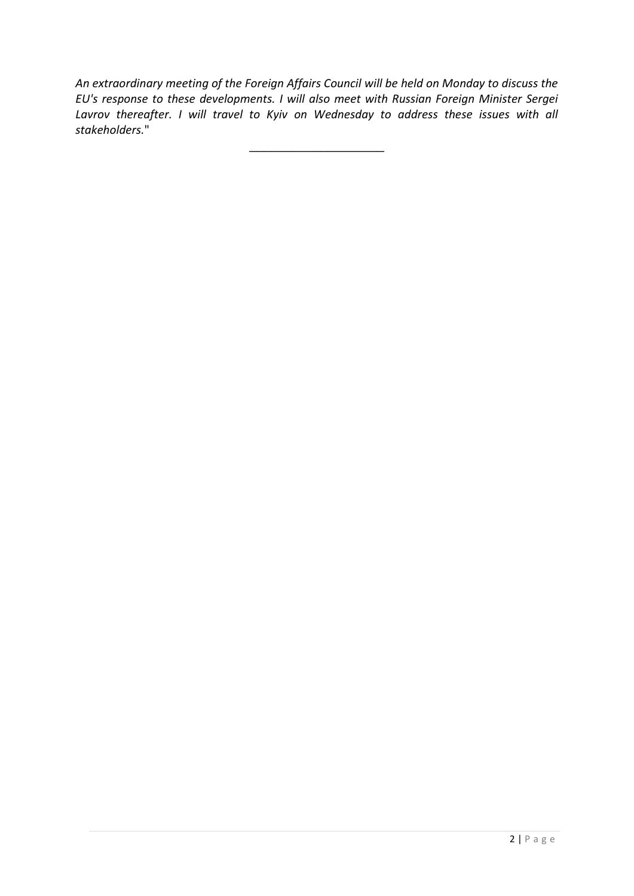*An extraordinary meeting of the Foreign Affairs Council will be held on Monday to discuss the EU's response to these developments. I will also meet with Russian Foreign Minister Sergei Lavrov thereafter. I will travel to Kyiv on Wednesday to address these issues with all stakeholders.*"

______________________